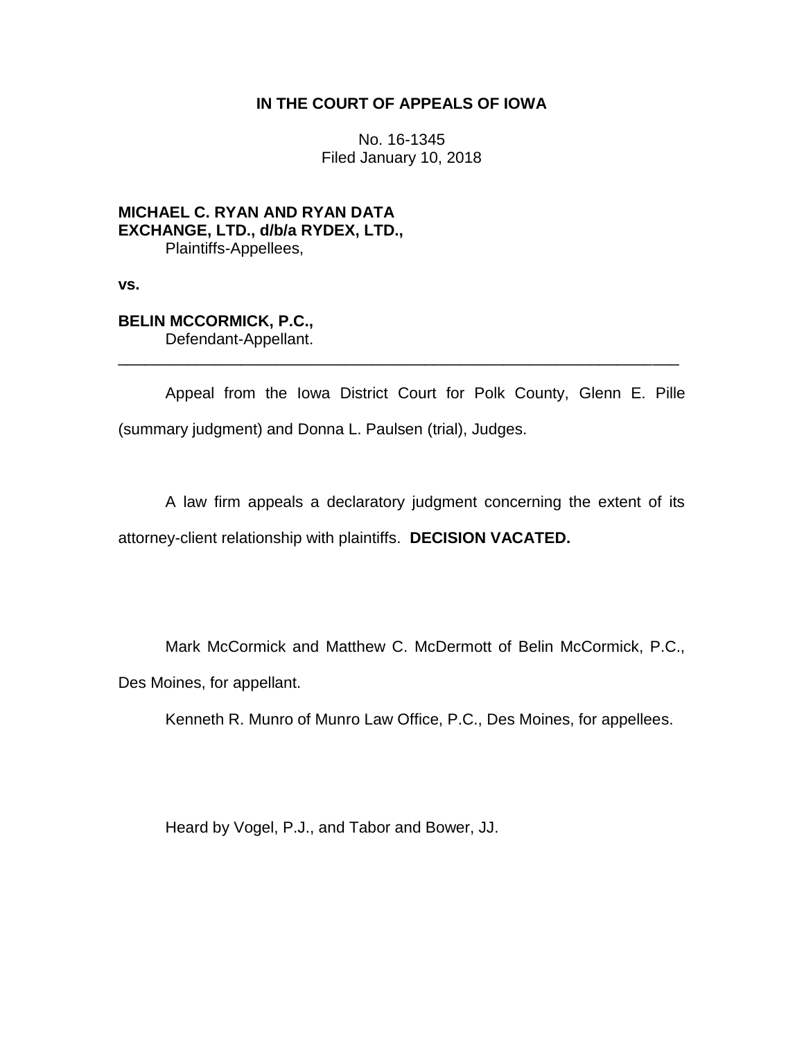**IN THE COURT OF APPEALS OF IOWA**

No. 16-1345
Filed January 10, 2018

**MICHAEL C. RYAN AND RYAN DATA EXCHANGE, LTD., d/b/a RYDEX, LTD.,**
Plaintiffs-Appellees,

**vs.**

**BELIN MCCORMICK, P.C.,**
Defendant-Appellant.

---

Appeal from the Iowa District Court for Polk County, Glenn E. Pille (summary judgment) and Donna L. Paulsen (trial), Judges.

A law firm appeals a declaratory judgment concerning the extent of its attorney-client relationship with plaintiffs. **DECISION VACATED.**

Mark McCormick and Matthew C. McDermott of Belin McCormick, P.C., Des Moines, for appellant.

Kenneth R. Munro of Munro Law Office, P.C., Des Moines, for appellees.

Heard by Vogel, P.J., and Tabor and Bower, JJ.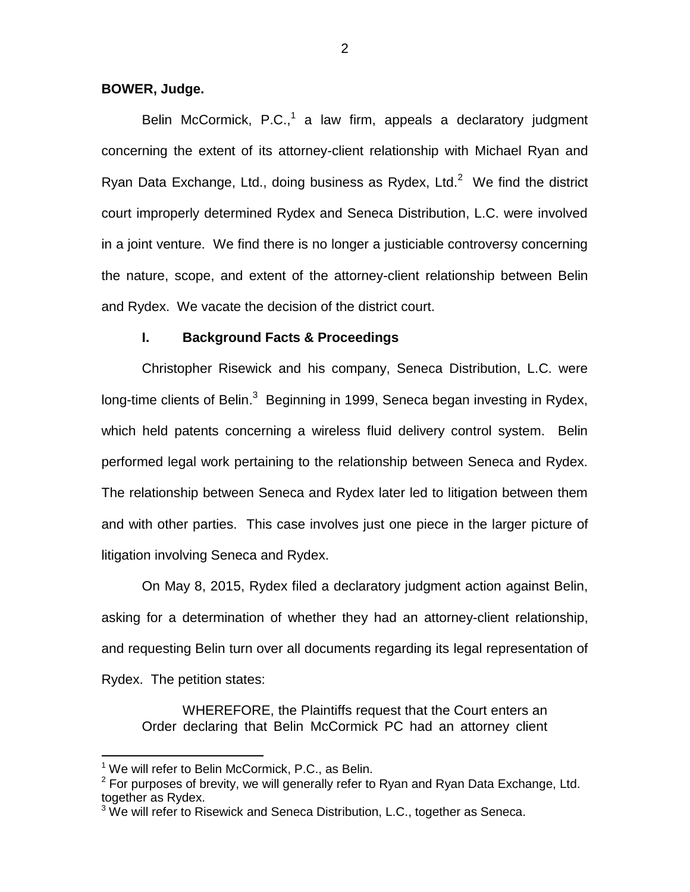**BOWER, Judge.**

Belin McCormick, P.C.,[1] a law firm, appeals a declaratory judgment concerning the extent of its attorney-client relationship with Michael Ryan and Ryan Data Exchange, Ltd., doing business as Rydex, Ltd.[2] We find the district court improperly determined Rydex and Seneca Distribution, L.C. were involved in a joint venture. We find there is no longer a justiciable controversy concerning the nature, scope, and extent of the attorney-client relationship between Belin and Rydex. We vacate the decision of the district court.

## I. Background Facts & Proceedings

Christopher Risewick and his company, Seneca Distribution, L.C. were long-time clients of Belin.[3] Beginning in 1999, Seneca began investing in Rydex, which held patents concerning a wireless fluid delivery control system. Belin performed legal work pertaining to the relationship between Seneca and Rydex. The relationship between Seneca and Rydex later led to litigation between them and with other parties. This case involves just one piece in the larger picture of litigation involving Seneca and Rydex.

On May 8, 2015, Rydex filed a declaratory judgment action against Belin, asking for a determination of whether they had an attorney-client relationship, and requesting Belin turn over all documents regarding its legal representation of Rydex. The petition states:

> WHEREFORE, the Plaintiffs request that the Court enters an Order declaring that Belin McCormick PC had an attorney client

---

[1] We will refer to Belin McCormick, P.C., as Belin.

[2] For purposes of brevity, we will generally refer to Ryan and Ryan Data Exchange, Ltd. together as Rydex.

[3] We will refer to Risewick and Seneca Distribution, L.C., together as Seneca.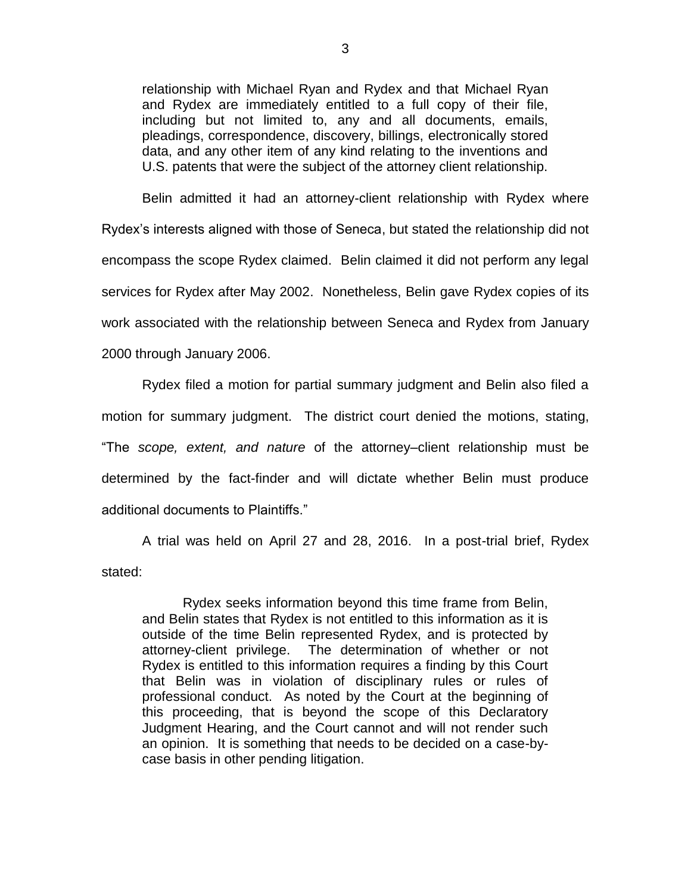> relationship with Michael Ryan and Rydex and that Michael Ryan and Rydex are immediately entitled to a full copy of their file, including but not limited to, any and all documents, emails, pleadings, correspondence, discovery, billings, electronically stored data, and any other item of any kind relating to the inventions and U.S. patents that were the subject of the attorney client relationship.

Belin admitted it had an attorney-client relationship with Rydex where Rydex's interests aligned with those of Seneca, but stated the relationship did not encompass the scope Rydex claimed. Belin claimed it did not perform any legal services for Rydex after May 2002. Nonetheless, Belin gave Rydex copies of its work associated with the relationship between Seneca and Rydex from January 2000 through January 2006.

Rydex filed a motion for partial summary judgment and Belin also filed a motion for summary judgment. The district court denied the motions, stating, "The *scope, extent, and nature* of the attorney–client relationship must be determined by the fact-finder and will dictate whether Belin must produce additional documents to Plaintiffs."

A trial was held on April 27 and 28, 2016. In a post-trial brief, Rydex stated:

> Rydex seeks information beyond this time frame from Belin, and Belin states that Rydex is not entitled to this information as it is outside of the time Belin represented Rydex, and is protected by attorney-client privilege. The determination of whether or not Rydex is entitled to this information requires a finding by this Court that Belin was in violation of disciplinary rules or rules of professional conduct. As noted by the Court at the beginning of this proceeding, that is beyond the scope of this Declaratory Judgment Hearing, and the Court cannot and will not render such an opinion. It is something that needs to be decided on a case-by-case basis in other pending litigation.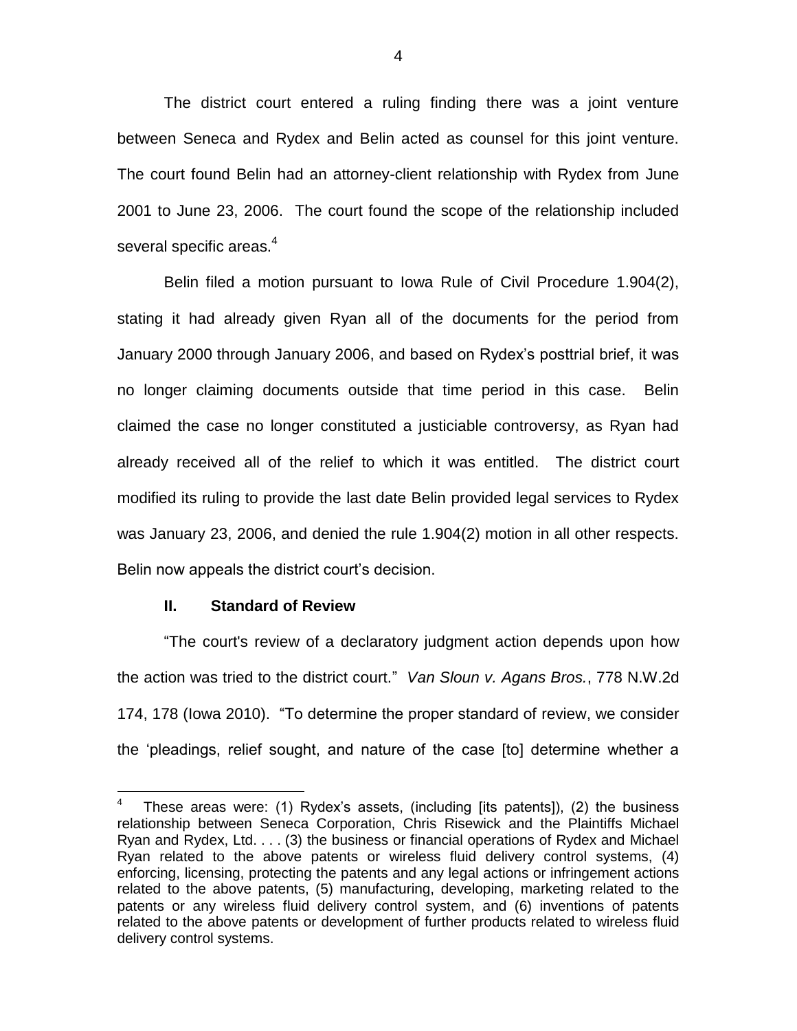The district court entered a ruling finding there was a joint venture between Seneca and Rydex and Belin acted as counsel for this joint venture. The court found Belin had an attorney-client relationship with Rydex from June 2001 to June 23, 2006. The court found the scope of the relationship included several specific areas.[4]

Belin filed a motion pursuant to Iowa Rule of Civil Procedure 1.904(2), stating it had already given Ryan all of the documents for the period from January 2000 through January 2006, and based on Rydex's posttrial brief, it was no longer claiming documents outside that time period in this case. Belin claimed the case no longer constituted a justiciable controversy, as Ryan had already received all of the relief to which it was entitled. The district court modified its ruling to provide the last date Belin provided legal services to Rydex was January 23, 2006, and denied the rule 1.904(2) motion in all other respects. Belin now appeals the district court's decision.

### II. Standard of Review

"The court's review of a declaratory judgment action depends upon how the action was tried to the district court." *Van Sloun v. Agans Bros.*, 778 N.W.2d 174, 178 (Iowa 2010). "To determine the proper standard of review, we consider the 'pleadings, relief sought, and nature of the case [to] determine whether a

---

[4] These areas were: (1) Rydex's assets, (including [its patents]), (2) the business relationship between Seneca Corporation, Chris Risewick and the Plaintiffs Michael Ryan and Rydex, Ltd. . . . (3) the business or financial operations of Rydex and Michael Ryan related to the above patents or wireless fluid delivery control systems, (4) enforcing, licensing, protecting the patents and any legal actions or infringement actions related to the above patents, (5) manufacturing, developing, marketing related to the patents or any wireless fluid delivery control system, and (6) inventions of patents related to the above patents or development of further products related to wireless fluid delivery control systems.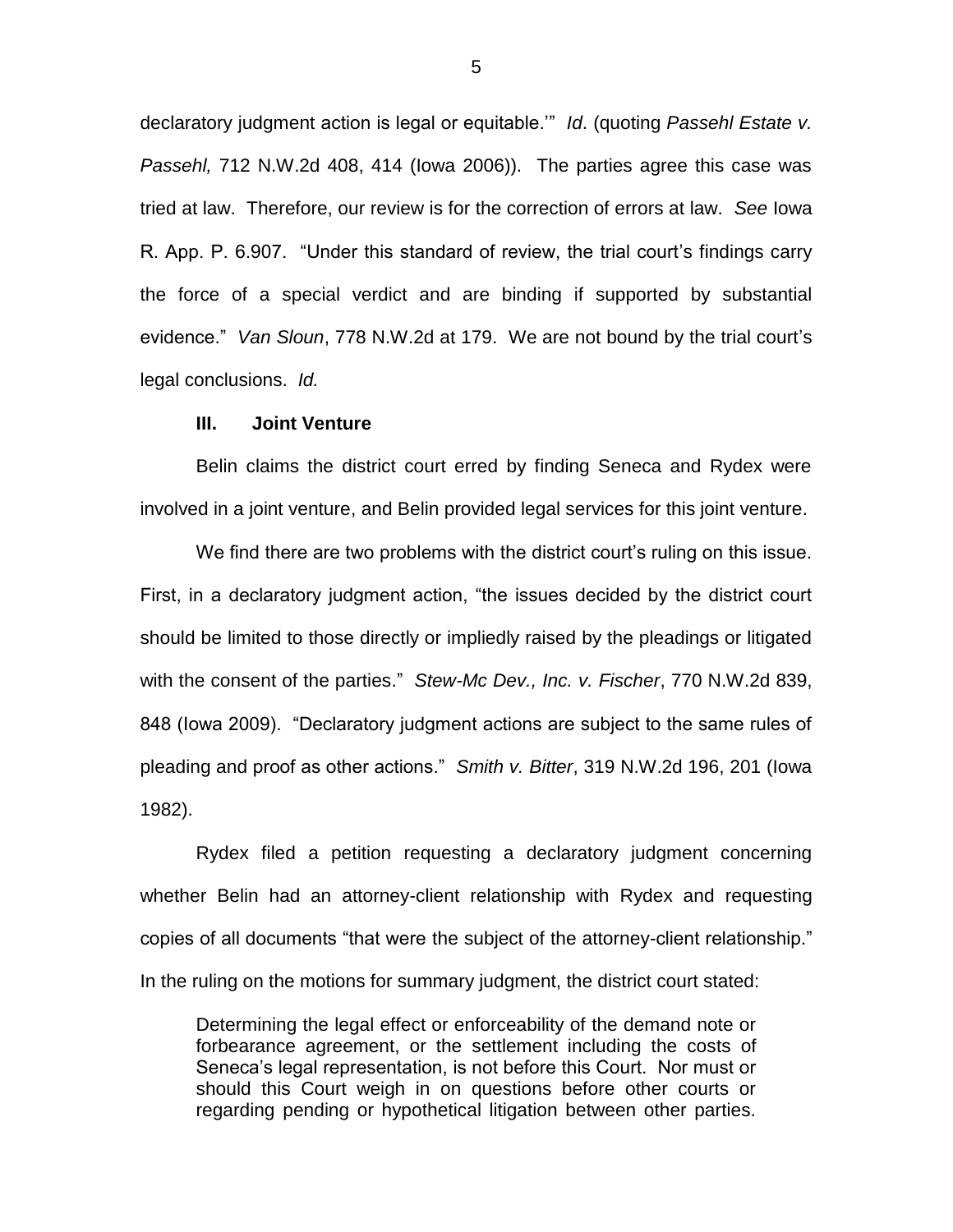declaratory judgment action is legal or equitable.'" *Id*. (quoting *Passehl Estate v. Passehl,* 712 N.W.2d 408, 414 (Iowa 2006)). The parties agree this case was tried at law. Therefore, our review is for the correction of errors at law. *See* Iowa R. App. P. 6.907. "Under this standard of review, the trial court's findings carry the force of a special verdict and are binding if supported by substantial evidence." *Van Sloun*, 778 N.W.2d at 179. We are not bound by the trial court's legal conclusions. *Id.*

### III. Joint Venture

Belin claims the district court erred by finding Seneca and Rydex were involved in a joint venture, and Belin provided legal services for this joint venture.

We find there are two problems with the district court's ruling on this issue. First, in a declaratory judgment action, "the issues decided by the district court should be limited to those directly or impliedly raised by the pleadings or litigated with the consent of the parties." *Stew-Mc Dev., Inc. v. Fischer*, 770 N.W.2d 839, 848 (Iowa 2009). "Declaratory judgment actions are subject to the same rules of pleading and proof as other actions." *Smith v. Bitter*, 319 N.W.2d 196, 201 (Iowa 1982).

Rydex filed a petition requesting a declaratory judgment concerning whether Belin had an attorney-client relationship with Rydex and requesting copies of all documents "that were the subject of the attorney-client relationship." In the ruling on the motions for summary judgment, the district court stated:

> Determining the legal effect or enforceability of the demand note or forbearance agreement, or the settlement including the costs of Seneca's legal representation, is not before this Court. Nor must or should this Court weigh in on questions before other courts or regarding pending or hypothetical litigation between other parties.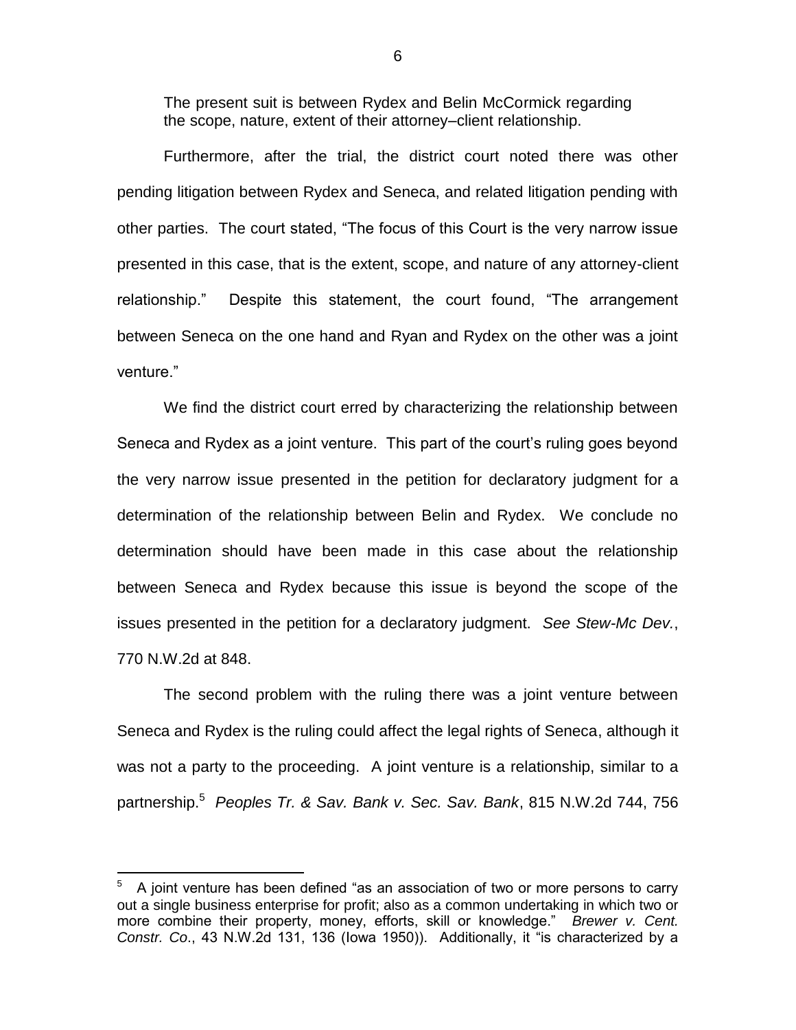> The present suit is between Rydex and Belin McCormick regarding the scope, nature, extent of their attorney–client relationship.

Furthermore, after the trial, the district court noted there was other pending litigation between Rydex and Seneca, and related litigation pending with other parties. The court stated, "The focus of this Court is the very narrow issue presented in this case, that is the extent, scope, and nature of any attorney-client relationship." Despite this statement, the court found, "The arrangement between Seneca on the one hand and Ryan and Rydex on the other was a joint venture."

We find the district court erred by characterizing the relationship between Seneca and Rydex as a joint venture. This part of the court's ruling goes beyond the very narrow issue presented in the petition for declaratory judgment for a determination of the relationship between Belin and Rydex. We conclude no determination should have been made in this case about the relationship between Seneca and Rydex because this issue is beyond the scope of the issues presented in the petition for a declaratory judgment. *See Stew-Mc Dev.*, 770 N.W.2d at 848.

The second problem with the ruling there was a joint venture between Seneca and Rydex is the ruling could affect the legal rights of Seneca, although it was not a party to the proceeding. A joint venture is a relationship, similar to a partnership.[5] *Peoples Tr. & Sav. Bank v. Sec. Sav. Bank*, 815 N.W.2d 744, 756

---

[5] A joint venture has been defined "as an association of two or more persons to carry out a single business enterprise for profit; also as a common undertaking in which two or more combine their property, money, efforts, skill or knowledge." *Brewer v. Cent. Constr. Co*., 43 N.W.2d 131, 136 (Iowa 1950)). Additionally, it "is characterized by a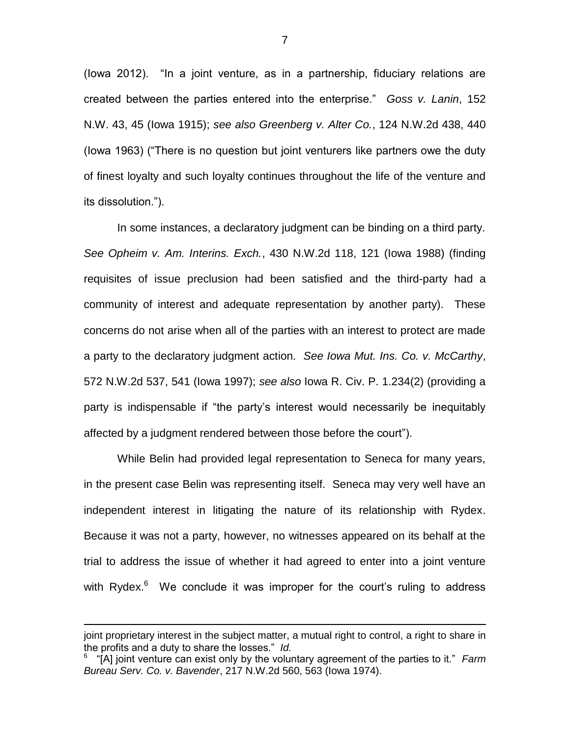(Iowa 2012). "In a joint venture, as in a partnership, fiduciary relations are created between the parties entered into the enterprise." *Goss v. Lanin*, 152 N.W. 43, 45 (Iowa 1915); *see also Greenberg v. Alter Co.*, 124 N.W.2d 438, 440 (Iowa 1963) ("There is no question but joint venturers like partners owe the duty of finest loyalty and such loyalty continues throughout the life of the venture and its dissolution.").

In some instances, a declaratory judgment can be binding on a third party. *See Opheim v. Am. Interins. Exch.*, 430 N.W.2d 118, 121 (Iowa 1988) (finding requisites of issue preclusion had been satisfied and the third-party had a community of interest and adequate representation by another party). These concerns do not arise when all of the parties with an interest to protect are made a party to the declaratory judgment action. *See Iowa Mut. Ins. Co. v. McCarthy*, 572 N.W.2d 537, 541 (Iowa 1997); *see also* Iowa R. Civ. P. 1.234(2) (providing a party is indispensable if "the party's interest would necessarily be inequitably affected by a judgment rendered between those before the court").

While Belin had provided legal representation to Seneca for many years, in the present case Belin was representing itself. Seneca may very well have an independent interest in litigating the nature of its relationship with Rydex. Because it was not a party, however, no witnesses appeared on its behalf at the trial to address the issue of whether it had agreed to enter into a joint venture with Rydex.[6] We conclude it was improper for the court's ruling to address

---

joint proprietary interest in the subject matter, a mutual right to control, a right to share in the profits and a duty to share the losses." *Id.*

[6] "[A] joint venture can exist only by the voluntary agreement of the parties to it." *Farm Bureau Serv. Co. v. Bavender*, 217 N.W.2d 560, 563 (Iowa 1974).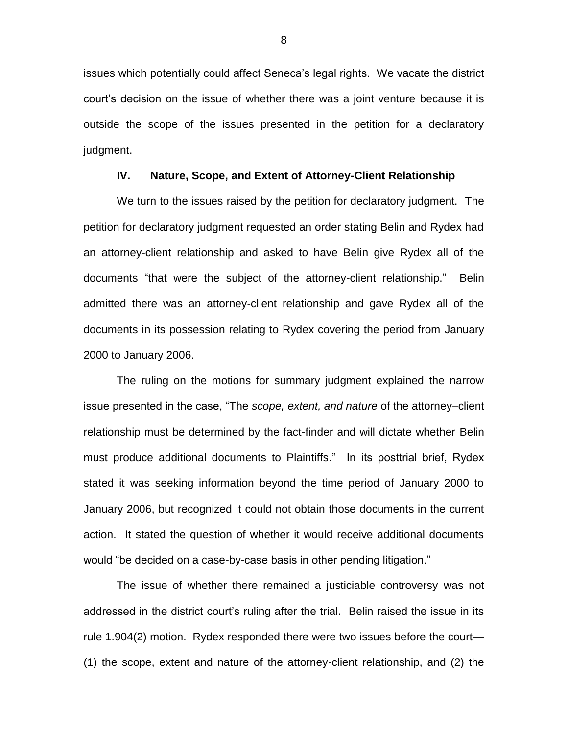issues which potentially could affect Seneca's legal rights. We vacate the district court's decision on the issue of whether there was a joint venture because it is outside the scope of the issues presented in the petition for a declaratory judgment.

## IV. Nature, Scope, and Extent of Attorney-Client Relationship

We turn to the issues raised by the petition for declaratory judgment. The petition for declaratory judgment requested an order stating Belin and Rydex had an attorney-client relationship and asked to have Belin give Rydex all of the documents "that were the subject of the attorney-client relationship." Belin admitted there was an attorney-client relationship and gave Rydex all of the documents in its possession relating to Rydex covering the period from January 2000 to January 2006.

The ruling on the motions for summary judgment explained the narrow issue presented in the case, "The *scope, extent, and nature* of the attorney–client relationship must be determined by the fact-finder and will dictate whether Belin must produce additional documents to Plaintiffs." In its posttrial brief, Rydex stated it was seeking information beyond the time period of January 2000 to January 2006, but recognized it could not obtain those documents in the current action. It stated the question of whether it would receive additional documents would "be decided on a case-by-case basis in other pending litigation."

The issue of whether there remained a justiciable controversy was not addressed in the district court's ruling after the trial. Belin raised the issue in its rule 1.904(2) motion. Rydex responded there were two issues before the court—(1) the scope, extent and nature of the attorney-client relationship, and (2) the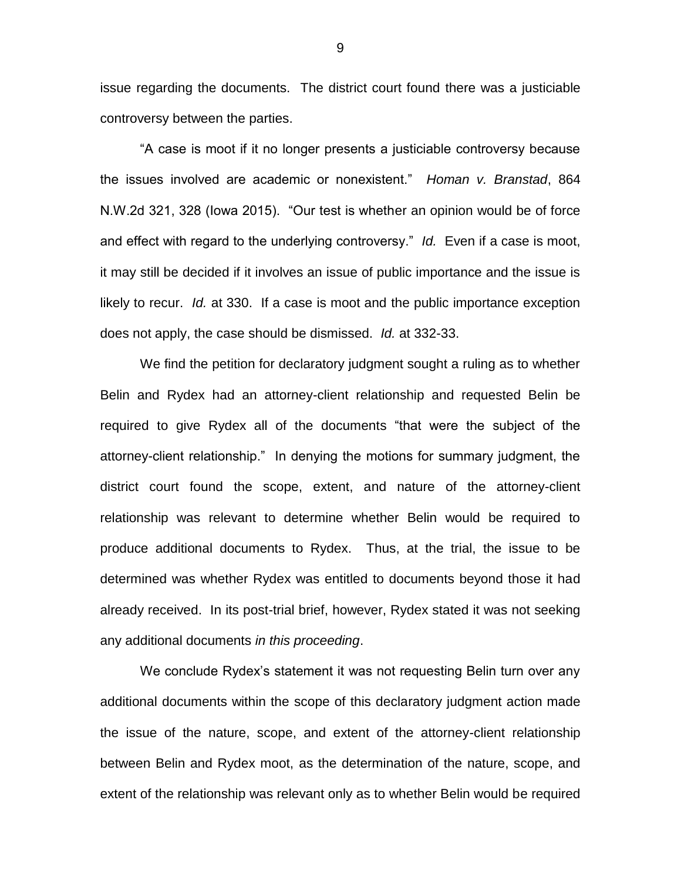issue regarding the documents. The district court found there was a justiciable controversy between the parties.

"A case is moot if it no longer presents a justiciable controversy because the issues involved are academic or nonexistent." *Homan v. Branstad*, 864 N.W.2d 321, 328 (Iowa 2015). "Our test is whether an opinion would be of force and effect with regard to the underlying controversy." *Id.* Even if a case is moot, it may still be decided if it involves an issue of public importance and the issue is likely to recur. *Id.* at 330. If a case is moot and the public importance exception does not apply, the case should be dismissed. *Id.* at 332-33.

We find the petition for declaratory judgment sought a ruling as to whether Belin and Rydex had an attorney-client relationship and requested Belin be required to give Rydex all of the documents "that were the subject of the attorney-client relationship." In denying the motions for summary judgment, the district court found the scope, extent, and nature of the attorney-client relationship was relevant to determine whether Belin would be required to produce additional documents to Rydex. Thus, at the trial, the issue to be determined was whether Rydex was entitled to documents beyond those it had already received. In its post-trial brief, however, Rydex stated it was not seeking any additional documents *in this proceeding*.

We conclude Rydex's statement it was not requesting Belin turn over any additional documents within the scope of this declaratory judgment action made the issue of the nature, scope, and extent of the attorney-client relationship between Belin and Rydex moot, as the determination of the nature, scope, and extent of the relationship was relevant only as to whether Belin would be required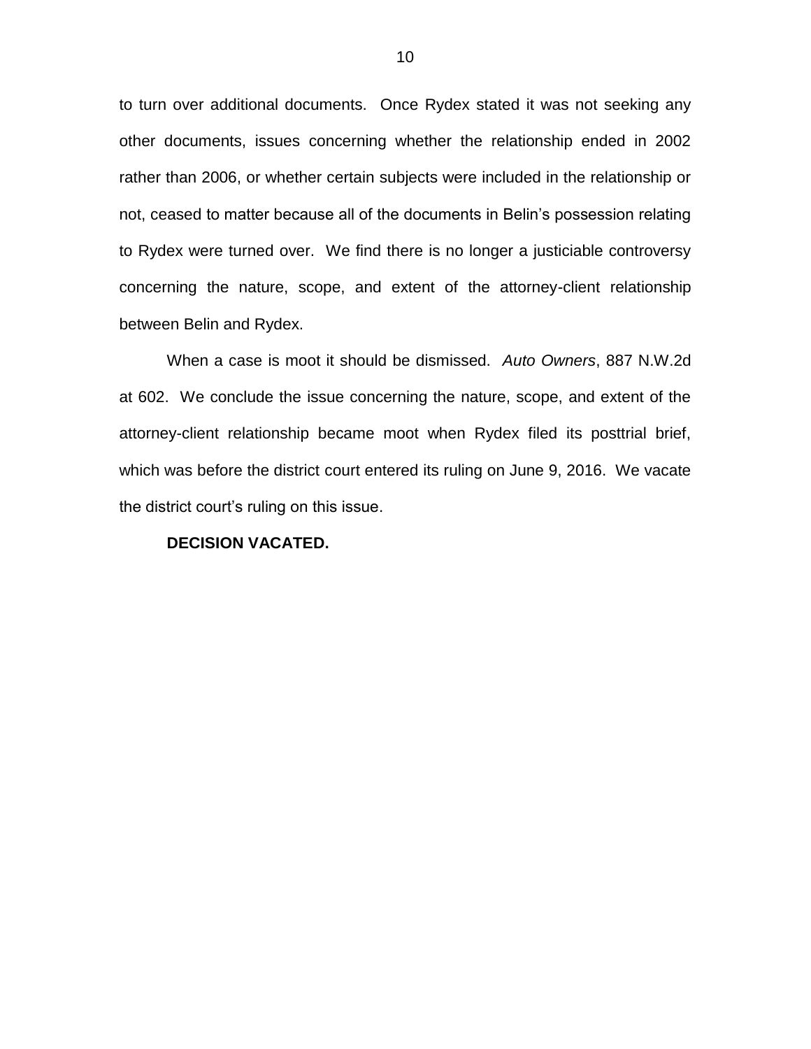to turn over additional documents. Once Rydex stated it was not seeking any other documents, issues concerning whether the relationship ended in 2002 rather than 2006, or whether certain subjects were included in the relationship or not, ceased to matter because all of the documents in Belin's possession relating to Rydex were turned over. We find there is no longer a justiciable controversy concerning the nature, scope, and extent of the attorney-client relationship between Belin and Rydex.

When a case is moot it should be dismissed. *Auto Owners*, 887 N.W.2d at 602. We conclude the issue concerning the nature, scope, and extent of the attorney-client relationship became moot when Rydex filed its posttrial brief, which was before the district court entered its ruling on June 9, 2016. We vacate the district court's ruling on this issue.

**DECISION VACATED.**